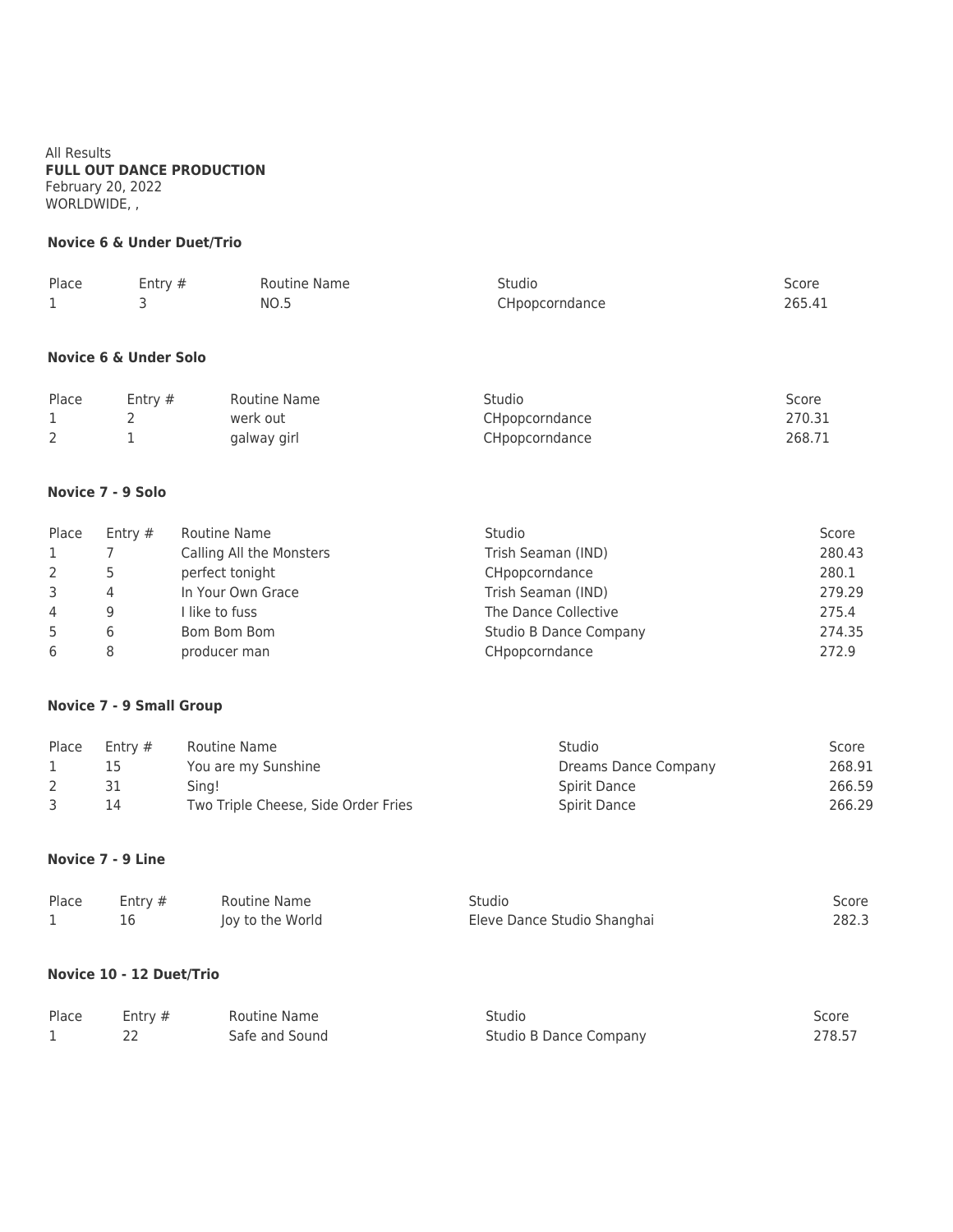All Results
**FULL OUT DANCE PRODUCTION**
February 20, 2022
WORLDWIDE, ,

### Novice 6 & Under Duet/Trio

| Place | Entry # | Routine Name | Studio | Score |
|---|---|---|---|---|
| 1 | 3 | NO.5 | CHpopcorndance | 265.41 |

### Novice 6 & Under Solo

| Place | Entry # | Routine Name | Studio | Score |
|---|---|---|---|---|
| 1 | 2 | werk out | CHpopcorndance | 270.31 |
| 2 | 1 | galway girl | CHpopcorndance | 268.71 |

### Novice 7 - 9 Solo

| Place | Entry # | Routine Name | Studio | Score |
|---|---|---|---|---|
| 1 | 7 | Calling All the Monsters | Trish Seaman (IND) | 280.43 |
| 2 | 5 | perfect tonight | CHpopcorndance | 280.1 |
| 3 | 4 | In Your Own Grace | Trish Seaman (IND) | 279.29 |
| 4 | 9 | I like to fuss | The Dance Collective | 275.4 |
| 5 | 6 | Bom Bom Bom | Studio B Dance Company | 274.35 |
| 6 | 8 | producer man | CHpopcorndance | 272.9 |

### Novice 7 - 9 Small Group

| Place | Entry # | Routine Name | Studio | Score |
|---|---|---|---|---|
| 1 | 15 | You are my Sunshine | Dreams Dance Company | 268.91 |
| 2 | 31 | Sing! | Spirit Dance | 266.59 |
| 3 | 14 | Two Triple Cheese, Side Order Fries | Spirit Dance | 266.29 |

### Novice 7 - 9 Line

| Place | Entry # | Routine Name | Studio | Score |
|---|---|---|---|---|
| 1 | 16 | Joy to the World | Eleve Dance Studio Shanghai | 282.3 |

### Novice 10 - 12 Duet/Trio

| Place | Entry # | Routine Name | Studio | Score |
|---|---|---|---|---|
| 1 | 22 | Safe and Sound | Studio B Dance Company | 278.57 |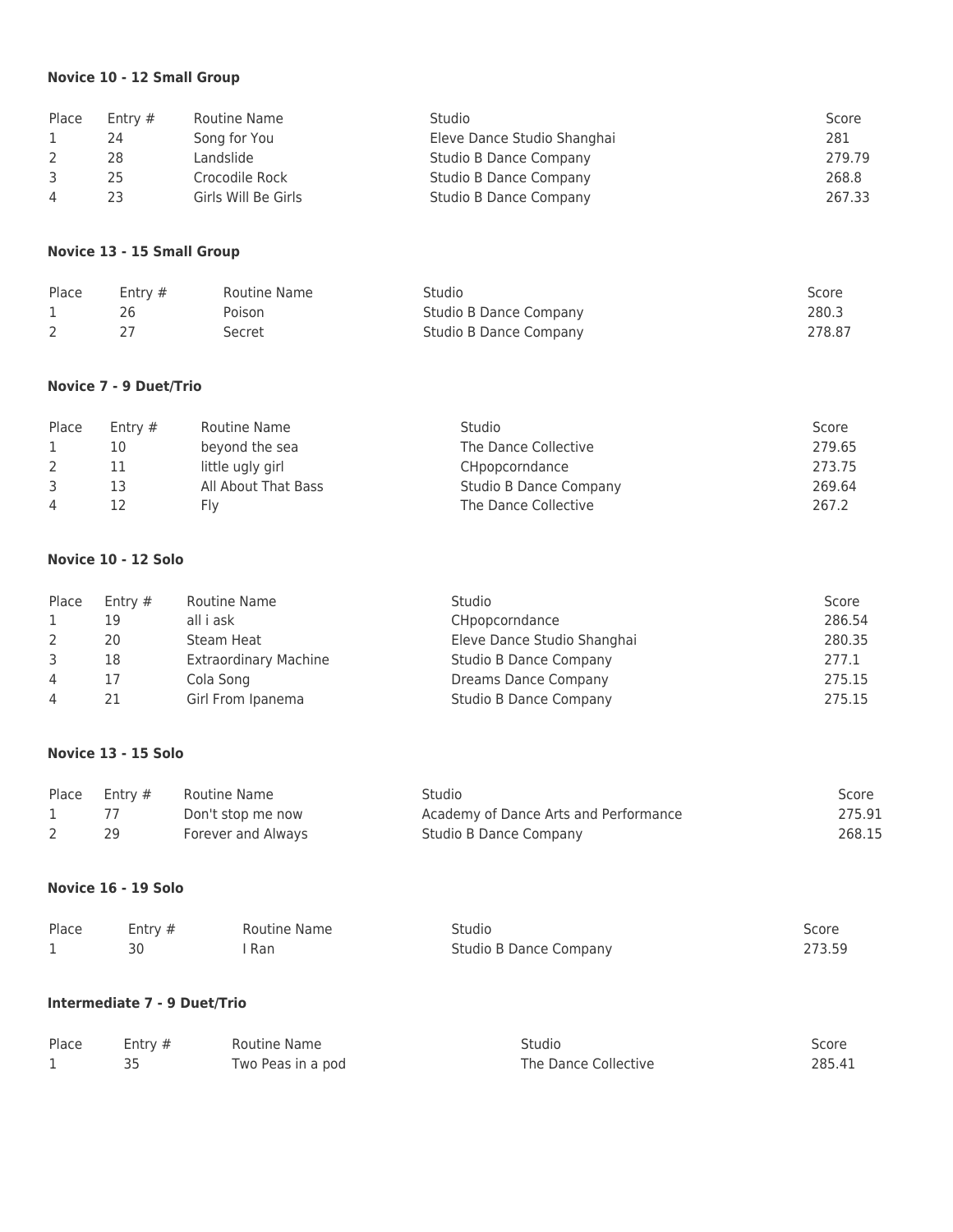**Novice 10 - 12 Small Group**

| Place | Entry # | Routine Name | Studio | Score |
|---|---|---|---|---|
| 1 | 24 | Song for You | Eleve Dance Studio Shanghai | 281 |
| 2 | 28 | Landslide | Studio B Dance Company | 279.79 |
| 3 | 25 | Crocodile Rock | Studio B Dance Company | 268.8 |
| 4 | 23 | Girls Will Be Girls | Studio B Dance Company | 267.33 |

**Novice 13 - 15 Small Group**

| Place | Entry # | Routine Name | Studio | Score |
|---|---|---|---|---|
| 1 | 26 | Poison | Studio B Dance Company | 280.3 |
| 2 | 27 | Secret | Studio B Dance Company | 278.87 |

**Novice 7 - 9 Duet/Trio**

| Place | Entry # | Routine Name | Studio | Score |
|---|---|---|---|---|
| 1 | 10 | beyond the sea | The Dance Collective | 279.65 |
| 2 | 11 | little ugly girl | CHpopcorndance | 273.75 |
| 3 | 13 | All About That Bass | Studio B Dance Company | 269.64 |
| 4 | 12 | Fly | The Dance Collective | 267.2 |

**Novice 10 - 12 Solo**

| Place | Entry # | Routine Name | Studio | Score |
|---|---|---|---|---|
| 1 | 19 | all i ask | CHpopcorndance | 286.54 |
| 2 | 20 | Steam Heat | Eleve Dance Studio Shanghai | 280.35 |
| 3 | 18 | Extraordinary Machine | Studio B Dance Company | 277.1 |
| 4 | 17 | Cola Song | Dreams Dance Company | 275.15 |
| 4 | 21 | Girl From Ipanema | Studio B Dance Company | 275.15 |

**Novice 13 - 15 Solo**

| Place | Entry # | Routine Name | Studio | Score |
|---|---|---|---|---|
| 1 | 77 | Don't stop me now | Academy of Dance Arts and Performance | 275.91 |
| 2 | 29 | Forever and Always | Studio B Dance Company | 268.15 |

**Novice 16 - 19 Solo**

| Place | Entry # | Routine Name | Studio | Score |
|---|---|---|---|---|
| 1 | 30 | I Ran | Studio B Dance Company | 273.59 |

**Intermediate 7 - 9 Duet/Trio**

| Place | Entry # | Routine Name | Studio | Score |
|---|---|---|---|---|
| 1 | 35 | Two Peas in a pod | The Dance Collective | 285.41 |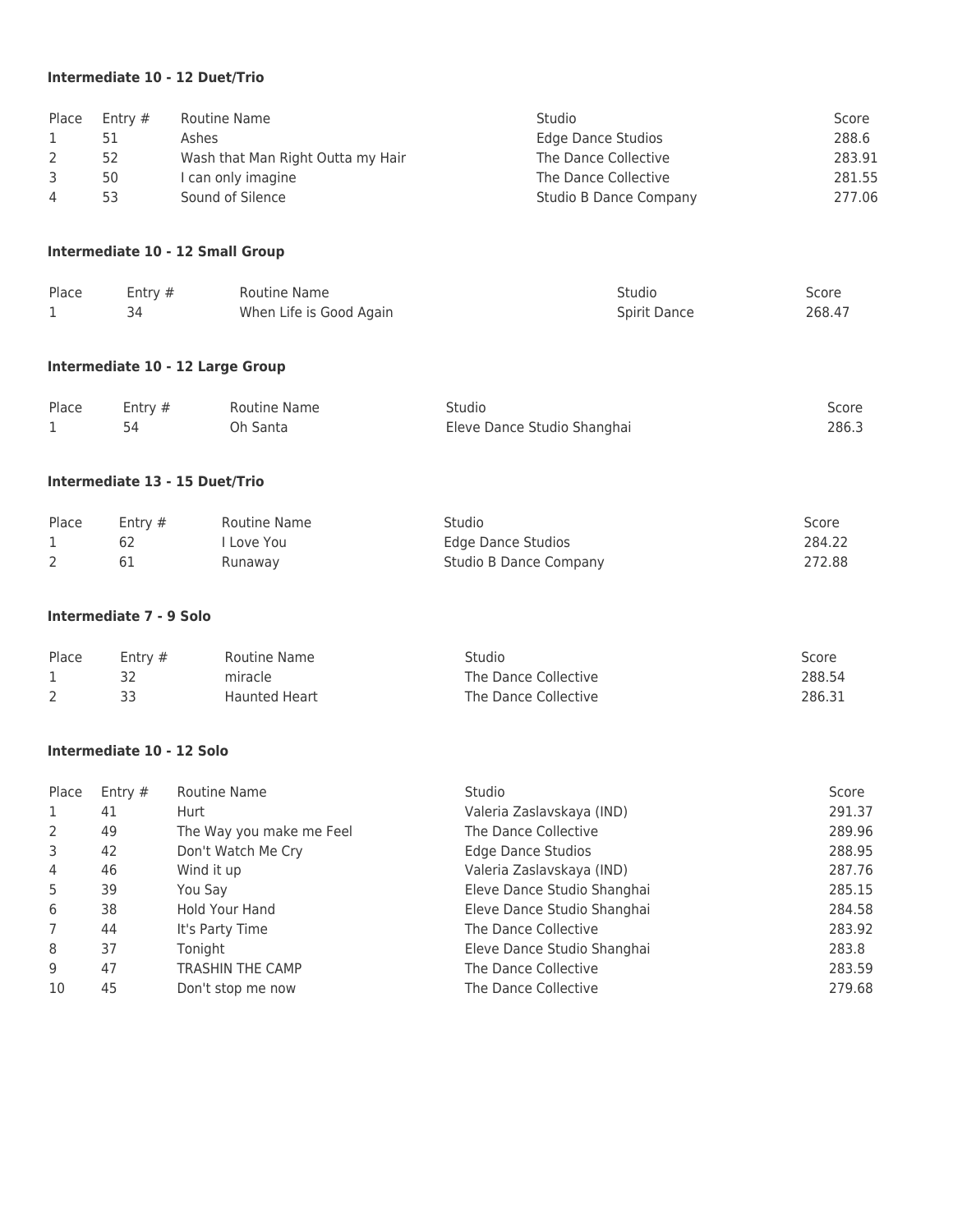**Intermediate 10 - 12 Duet/Trio**

| Place | Entry # | Routine Name | Studio | Score |
| --- | --- | --- | --- | --- |
| 1 | 51 | Ashes | Edge Dance Studios | 288.6 |
| 2 | 52 | Wash that Man Right Outta my Hair | The Dance Collective | 283.91 |
| 3 | 50 | I can only imagine | The Dance Collective | 281.55 |
| 4 | 53 | Sound of Silence | Studio B Dance Company | 277.06 |

**Intermediate 10 - 12 Small Group**

| Place | Entry # | Routine Name | Studio | Score |
| --- | --- | --- | --- | --- |
| 1 | 34 | When Life is Good Again | Spirit Dance | 268.47 |

**Intermediate 10 - 12 Large Group**

| Place | Entry # | Routine Name | Studio | Score |
| --- | --- | --- | --- | --- |
| 1 | 54 | Oh Santa | Eleve Dance Studio Shanghai | 286.3 |

**Intermediate 13 - 15 Duet/Trio**

| Place | Entry # | Routine Name | Studio | Score |
| --- | --- | --- | --- | --- |
| 1 | 62 | I Love You | Edge Dance Studios | 284.22 |
| 2 | 61 | Runaway | Studio B Dance Company | 272.88 |

**Intermediate 7 - 9 Solo**

| Place | Entry # | Routine Name | Studio | Score |
| --- | --- | --- | --- | --- |
| 1 | 32 | miracle | The Dance Collective | 288.54 |
| 2 | 33 | Haunted Heart | The Dance Collective | 286.31 |

**Intermediate 10 - 12 Solo**

| Place | Entry # | Routine Name | Studio | Score |
| --- | --- | --- | --- | --- |
| 1 | 41 | Hurt | Valeria Zaslavskaya (IND) | 291.37 |
| 2 | 49 | The Way you make me Feel | The Dance Collective | 289.96 |
| 3 | 42 | Don't Watch Me Cry | Edge Dance Studios | 288.95 |
| 4 | 46 | Wind it up | Valeria Zaslavskaya (IND) | 287.76 |
| 5 | 39 | You Say | Eleve Dance Studio Shanghai | 285.15 |
| 6 | 38 | Hold Your Hand | Eleve Dance Studio Shanghai | 284.58 |
| 7 | 44 | It's Party Time | The Dance Collective | 283.92 |
| 8 | 37 | Tonight | Eleve Dance Studio Shanghai | 283.8 |
| 9 | 47 | TRASHIN THE CAMP | The Dance Collective | 283.59 |
| 10 | 45 | Don't stop me now | The Dance Collective | 279.68 |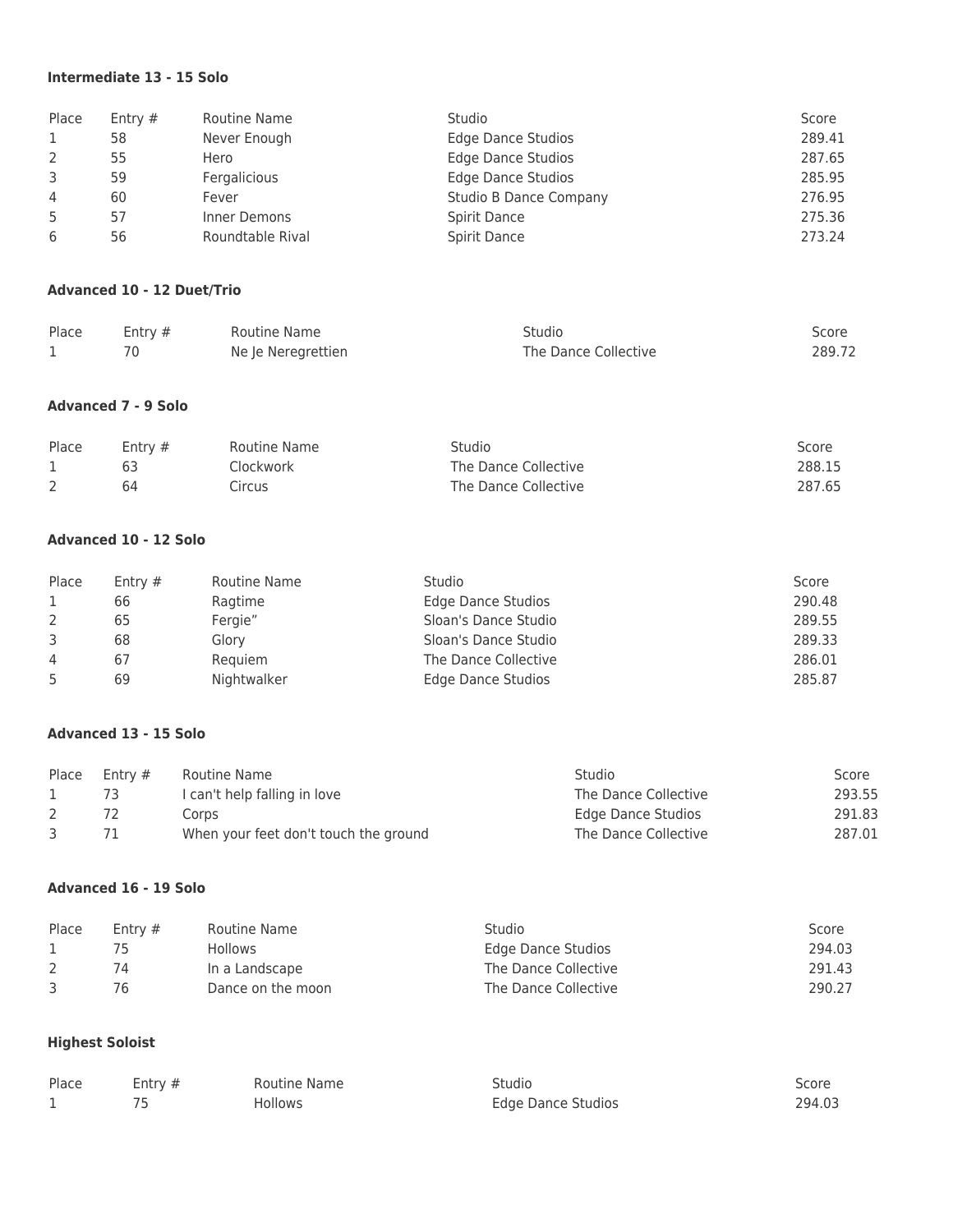**Intermediate 13 - 15 Solo**

| Place | Entry # | Routine Name | Studio | Score |
|---|---|---|---|---|
| 1 | 58 | Never Enough | Edge Dance Studios | 289.41 |
| 2 | 55 | Hero | Edge Dance Studios | 287.65 |
| 3 | 59 | Fergalicious | Edge Dance Studios | 285.95 |
| 4 | 60 | Fever | Studio B Dance Company | 276.95 |
| 5 | 57 | Inner Demons | Spirit Dance | 275.36 |
| 6 | 56 | Roundtable Rival | Spirit Dance | 273.24 |

**Advanced 10 - 12 Duet/Trio**

| Place | Entry # | Routine Name | Studio | Score |
|---|---|---|---|---|
| 1 | 70 | Ne Je Neregrettien | The Dance Collective | 289.72 |

**Advanced 7 - 9 Solo**

| Place | Entry # | Routine Name | Studio | Score |
|---|---|---|---|---|
| 1 | 63 | Clockwork | The Dance Collective | 288.15 |
| 2 | 64 | Circus | The Dance Collective | 287.65 |

**Advanced 10 - 12 Solo**

| Place | Entry # | Routine Name | Studio | Score |
|---|---|---|---|---|
| 1 | 66 | Ragtime | Edge Dance Studios | 290.48 |
| 2 | 65 | Fergie” | Sloan's Dance Studio | 289.55 |
| 3 | 68 | Glory | Sloan's Dance Studio | 289.33 |
| 4 | 67 | Requiem | The Dance Collective | 286.01 |
| 5 | 69 | Nightwalker | Edge Dance Studios | 285.87 |

**Advanced 13 - 15 Solo**

| Place | Entry # | Routine Name | Studio | Score |
|---|---|---|---|---|
| 1 | 73 | I can't help falling in love | The Dance Collective | 293.55 |
| 2 | 72 | Corps | Edge Dance Studios | 291.83 |
| 3 | 71 | When your feet don't touch the ground | The Dance Collective | 287.01 |

**Advanced 16 - 19 Solo**

| Place | Entry # | Routine Name | Studio | Score |
|---|---|---|---|---|
| 1 | 75 | Hollows | Edge Dance Studios | 294.03 |
| 2 | 74 | In a Landscape | The Dance Collective | 291.43 |
| 3 | 76 | Dance on the moon | The Dance Collective | 290.27 |

**Highest Soloist**

| Place | Entry # | Routine Name | Studio | Score |
|---|---|---|---|---|
| 1 | 75 | Hollows | Edge Dance Studios | 294.03 |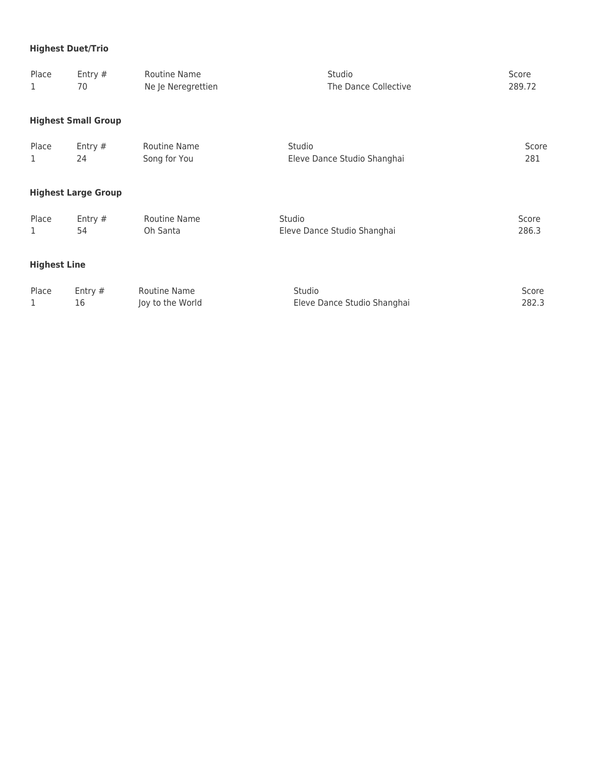**Highest Duet/Trio**

| Place | Entry # | Routine Name | Studio | Score |
| --- | --- | --- | --- | --- |
| 1 | 70 | Ne Je Neregrettien | The Dance Collective | 289.72 |

**Highest Small Group**

| Place | Entry # | Routine Name | Studio | Score |
| --- | --- | --- | --- | --- |
| 1 | 24 | Song for You | Eleve Dance Studio Shanghai | 281 |

**Highest Large Group**

| Place | Entry # | Routine Name | Studio | Score |
| --- | --- | --- | --- | --- |
| 1 | 54 | Oh Santa | Eleve Dance Studio Shanghai | 286.3 |

**Highest Line**

| Place | Entry # | Routine Name | Studio | Score |
| --- | --- | --- | --- | --- |
| 1 | 16 | Joy to the World | Eleve Dance Studio Shanghai | 282.3 |